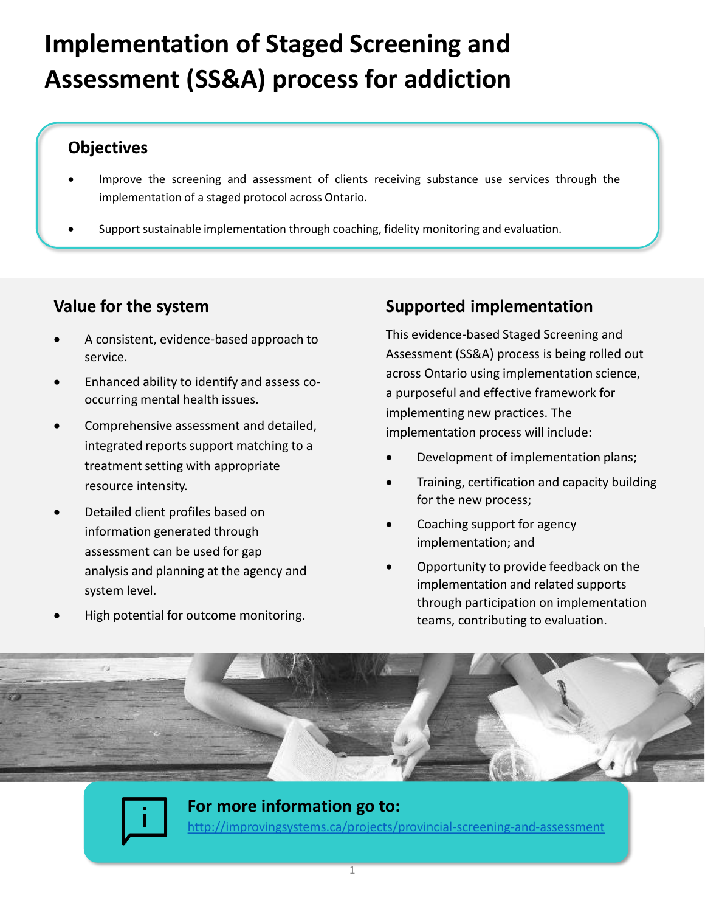# Implementation of Staged Screening and Assessment (SS&A) process for addiction

## Objectives

- Improve the screening and assessment of clients receiving substance use services through the implementation of a staged protocol across Ontario.
- Support sustainable implementation through coaching, fidelity monitoring and evaluation.

## Value for the system

- A consistent, evidence-based approach to service.
- Enhanced ability to identify and assess co-occurring mental health issues.
- Comprehensive assessment and detailed, integrated reports support matching to a treatment setting with appropriate resource intensity.
- Detailed client profiles based on information generated through assessment can be used for gap analysis and planning at the agency and system level.
- High potential for outcome monitoring.

## Supported implementation

This evidence-based Staged Screening and Assessment (SS&A) process is being rolled out across Ontario using implementation science, a purposeful and effective framework for implementing new practices. The implementation process will include:

- Development of implementation plans;
- Training, certification and capacity building for the new process;
- Coaching support for agency implementation; and
- Opportunity to provide feedback on the implementation and related supports through participation on implementation teams, contributing to evaluation.

**For more information go to:**

[http://improvingsystems.ca/projects/provincial-screening-and-assessment](http://improvingsystems.ca/projects/provincial-screening-and-assessment)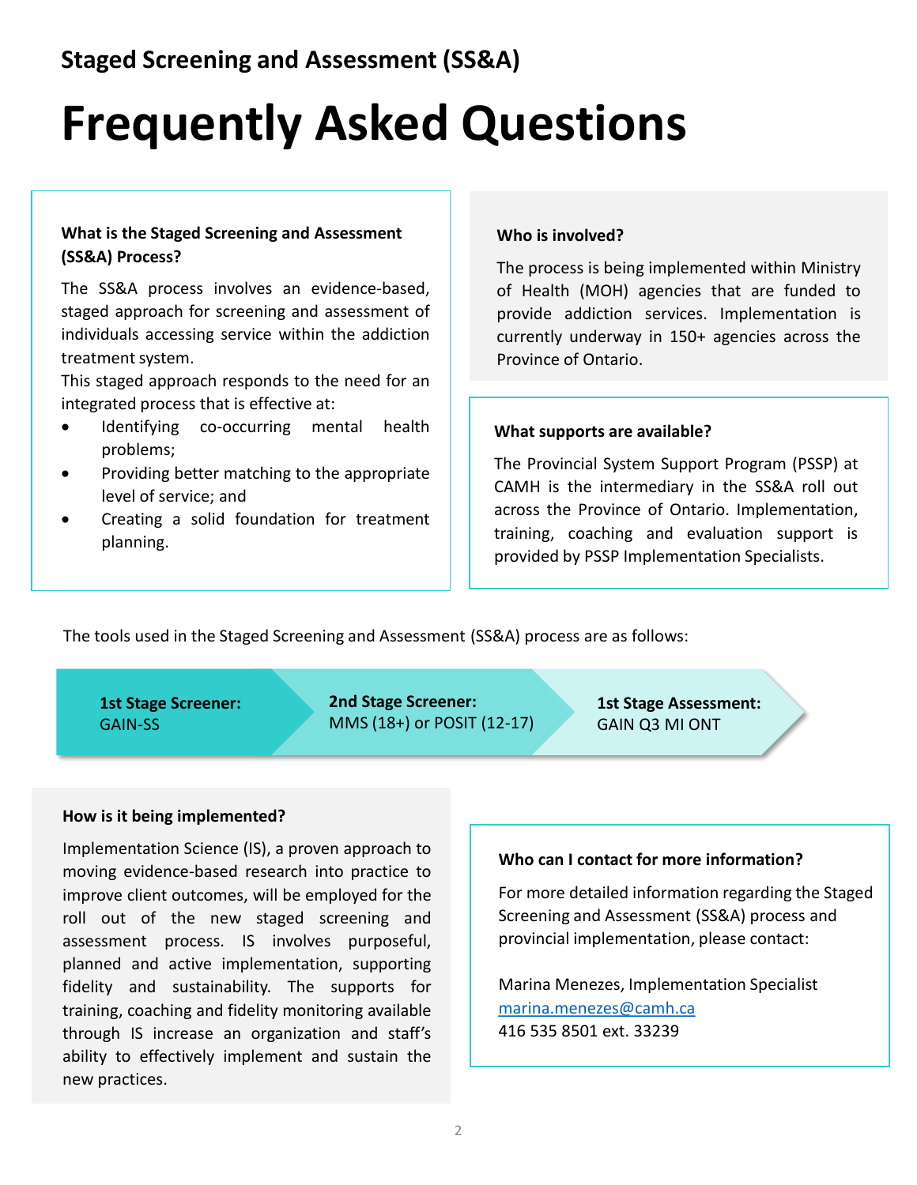## Staged Screening and Assessment (SS&A)

# Frequently Asked Questions

### What is the Staged Screening and Assessment (SS&A) Process?

The SS&A process involves an evidence-based, staged approach for screening and assessment of individuals accessing service within the addiction treatment system.

This staged approach responds to the need for an integrated process that is effective at:

- Identifying co-occurring mental health problems;
- Providing better matching to the appropriate level of service; and
- Creating a solid foundation for treatment planning.

### Who is involved?

The process is being implemented within Ministry of Health (MOH) agencies that are funded to provide addiction services. Implementation is currently underway in 150+ agencies across the Province of Ontario.

### What supports are available?

The Provincial System Support Program (PSSP) at CAMH is the intermediary in the SS&A roll out across the Province of Ontario. Implementation, training, coaching and evaluation support is provided by PSSP Implementation Specialists.

The tools used in the Staged Screening and Assessment (SS&A) process are as follows:

**1st Stage Screener:** GAIN-SS

**2nd Stage Screener:** MMS (18+) or POSIT (12-17)

**1st Stage Assessment:** GAIN Q3 MI ONT

### How is it being implemented?

Implementation Science (IS), a proven approach to moving evidence-based research into practice to improve client outcomes, will be employed for the roll out of the new staged screening and assessment process. IS involves purposeful, planned and active implementation, supporting fidelity and sustainability. The supports for training, coaching and fidelity monitoring available through IS increase an organization and staff's ability to effectively implement and sustain the new practices.

### Who can I contact for more information?

For more detailed information regarding the Staged Screening and Assessment (SS&A) process and provincial implementation, please contact:

Marina Menezes, Implementation Specialist
marina.menezes@camh.ca
416 535 8501 ext. 33239